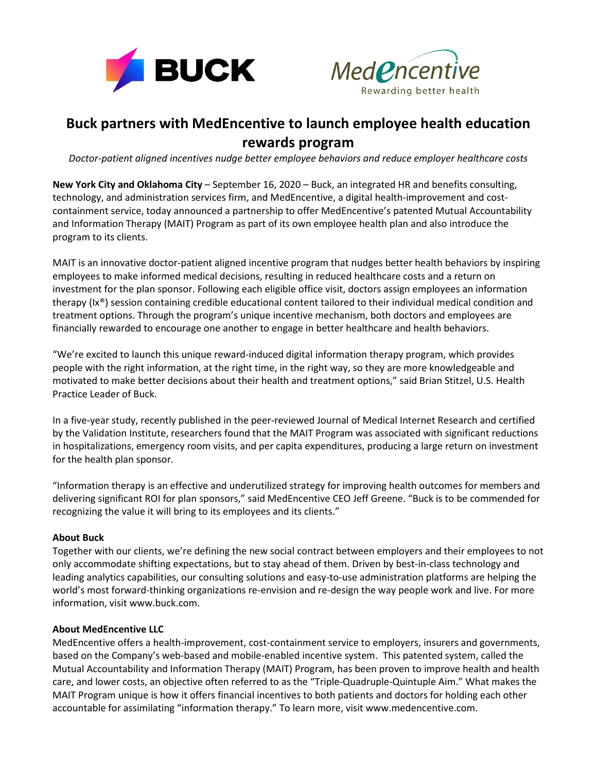# Buck partners with MedEncentive to launch employee health education rewards program

*Doctor-patient aligned incentives nudge better employee behaviors and reduce employer healthcare costs*

**New York City and Oklahoma City** – September 16, 2020 – Buck, an integrated HR and benefits consulting, technology, and administration services firm, and MedEncentive, a digital health-improvement and cost-containment service, today announced a partnership to offer MedEncentive's patented Mutual Accountability and Information Therapy (MAIT) Program as part of its own employee health plan and also introduce the program to its clients.

MAIT is an innovative doctor-patient aligned incentive program that nudges better health behaviors by inspiring employees to make informed medical decisions, resulting in reduced healthcare costs and a return on investment for the plan sponsor. Following each eligible office visit, doctors assign employees an information therapy (Ix®) session containing credible educational content tailored to their individual medical condition and treatment options. Through the program's unique incentive mechanism, both doctors and employees are financially rewarded to encourage one another to engage in better healthcare and health behaviors.

"We're excited to launch this unique reward-induced digital information therapy program, which provides people with the right information, at the right time, in the right way, so they are more knowledgeable and motivated to make better decisions about their health and treatment options," said Brian Stitzel, U.S. Health Practice Leader of Buck.

In a five-year study, recently published in the peer-reviewed Journal of Medical Internet Research and certified by the Validation Institute, researchers found that the MAIT Program was associated with significant reductions in hospitalizations, emergency room visits, and per capita expenditures, producing a large return on investment for the health plan sponsor.

"Information therapy is an effective and underutilized strategy for improving health outcomes for members and delivering significant ROI for plan sponsors," said MedEncentive CEO Jeff Greene. "Buck is to be commended for recognizing the value it will bring to its employees and its clients."

**About Buck**

Together with our clients, we're defining the new social contract between employers and their employees to not only accommodate shifting expectations, but to stay ahead of them. Driven by best-in-class technology and leading analytics capabilities, our consulting solutions and easy-to-use administration platforms are helping the world's most forward-thinking organizations re-envision and re-design the way people work and live. For more information, visit www.buck.com.

**About MedEncentive LLC**

MedEncentive offers a health-improvement, cost-containment service to employers, insurers and governments, based on the Company's web-based and mobile-enabled incentive system. This patented system, called the Mutual Accountability and Information Therapy (MAIT) Program, has been proven to improve health and health care, and lower costs, an objective often referred to as the "Triple-Quadruple-Quintuple Aim." What makes the MAIT Program unique is how it offers financial incentives to both patients and doctors for holding each other accountable for assimilating "information therapy." To learn more, visit www.medencentive.com.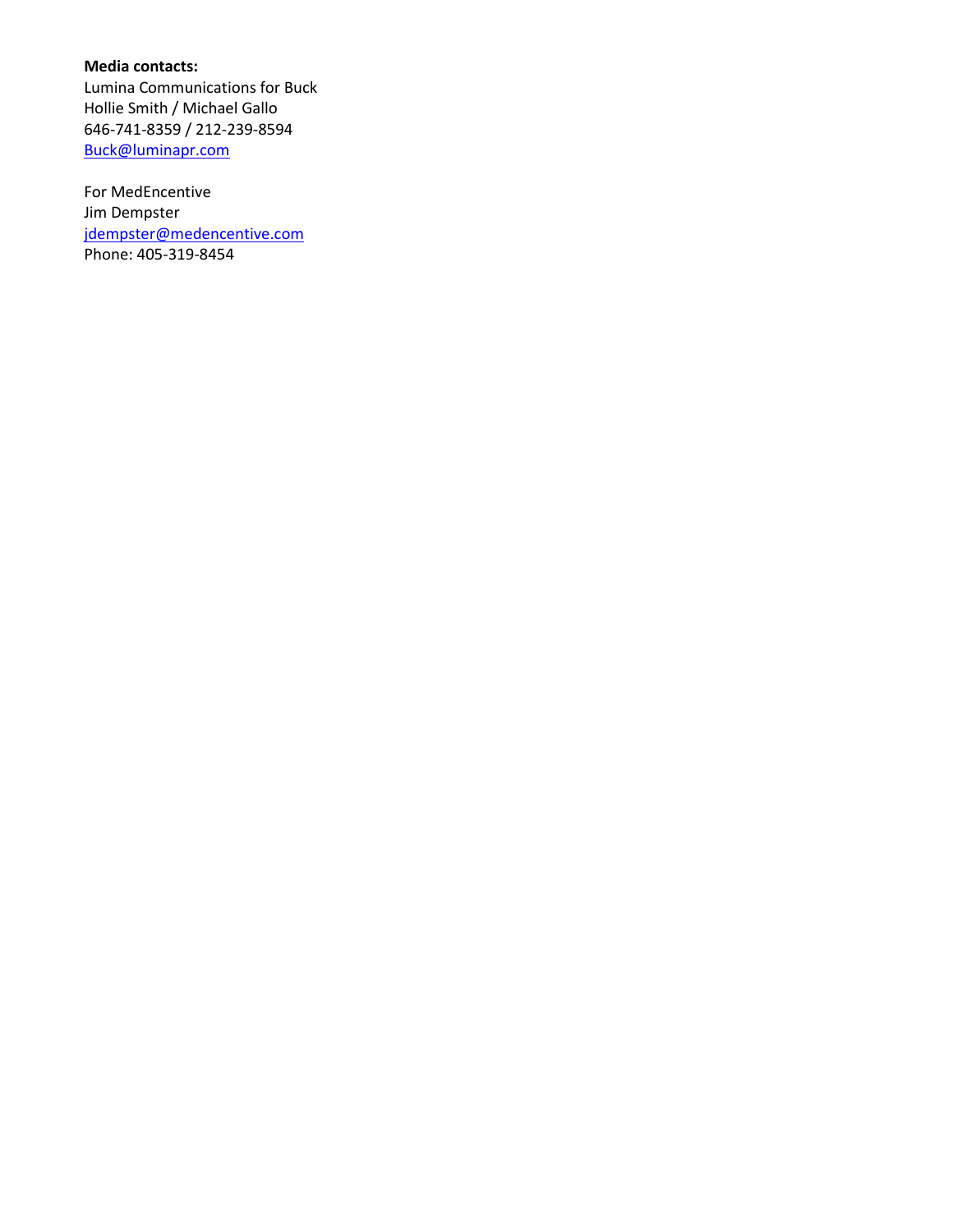**Media contacts:**
Lumina Communications for Buck
Hollie Smith / Michael Gallo
646-741-8359 / 212-239-8594
Buck@luminapr.com

For MedEncentive
Jim Dempster
jdempster@medencentive.com
Phone: 405-319-8454